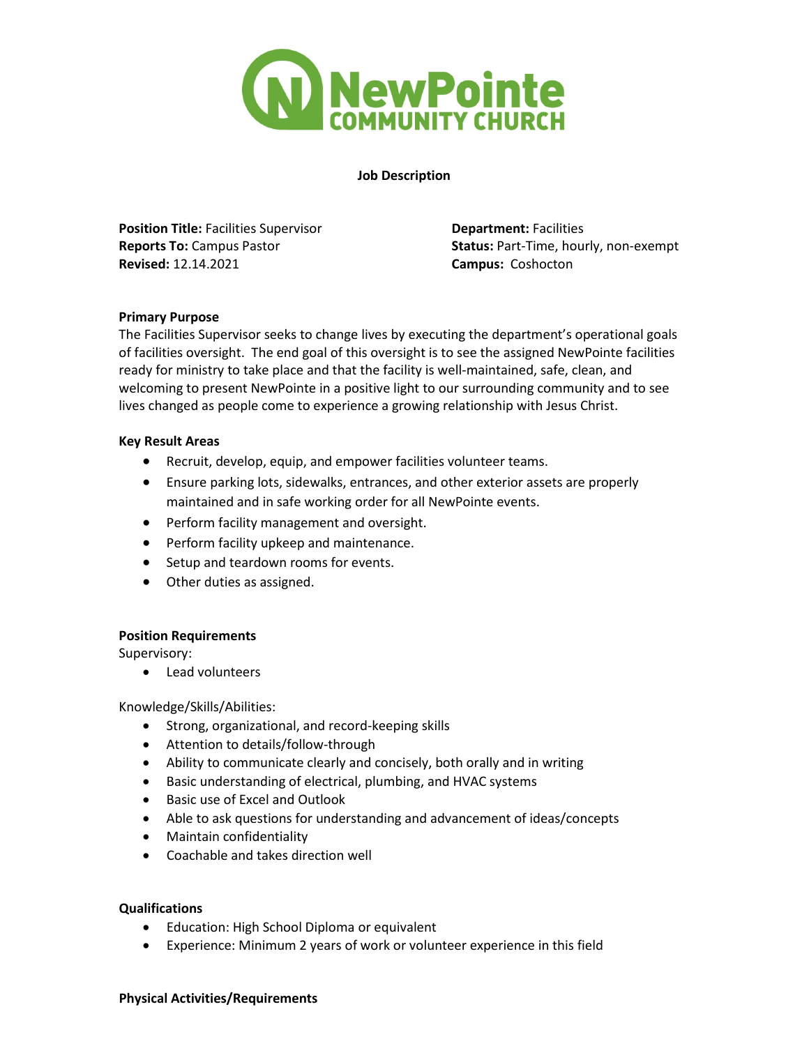# NewPointe COMMUNITY CHURCH

## Job Description

**Position Title:** Facilities Supervisor
**Reports To:** Campus Pastor
**Revised:** 12.14.2021

**Department:** Facilities
**Status:** Part-Time, hourly, non-exempt
**Campus:** Coshocton

### Primary Purpose

The Facilities Supervisor seeks to change lives by executing the department's operational goals of facilities oversight. The end goal of this oversight is to see the assigned NewPointe facilities ready for ministry to take place and that the facility is well-maintained, safe, clean, and welcoming to present NewPointe in a positive light to our surrounding community and to see lives changed as people come to experience a growing relationship with Jesus Christ.

### Key Result Areas

- Recruit, develop, equip, and empower facilities volunteer teams.
- Ensure parking lots, sidewalks, entrances, and other exterior assets are properly maintained and in safe working order for all NewPointe events.
- Perform facility management and oversight.
- Perform facility upkeep and maintenance.
- Setup and teardown rooms for events.
- Other duties as assigned.

### Position Requirements

Supervisory:

- Lead volunteers

Knowledge/Skills/Abilities:

- Strong, organizational, and record-keeping skills
- Attention to details/follow-through
- Ability to communicate clearly and concisely, both orally and in writing
- Basic understanding of electrical, plumbing, and HVAC systems
- Basic use of Excel and Outlook
- Able to ask questions for understanding and advancement of ideas/concepts
- Maintain confidentiality
- Coachable and takes direction well

### Qualifications

- Education: High School Diploma or equivalent
- Experience: Minimum 2 years of work or volunteer experience in this field

### Physical Activities/Requirements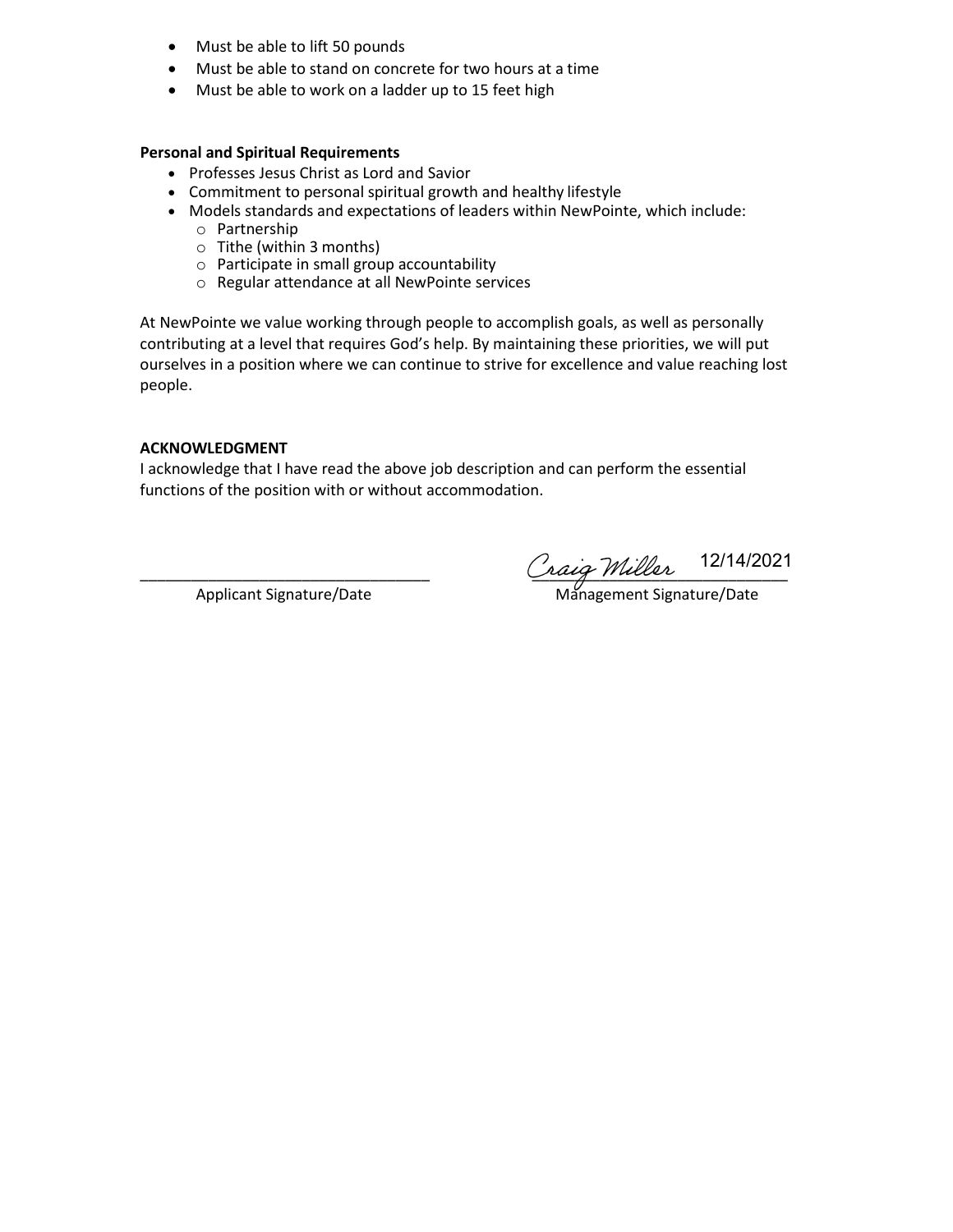- Must be able to lift 50 pounds
- Must be able to stand on concrete for two hours at a time
- Must be able to work on a ladder up to 15 feet high

**Personal and Spiritual Requirements**

- Professes Jesus Christ as Lord and Savior
- Commitment to personal spiritual growth and healthy lifestyle
- Models standards and expectations of leaders within NewPointe, which include:
  - Partnership
  - Tithe (within 3 months)
  - Participate in small group accountability
  - Regular attendance at all NewPointe services

At NewPointe we value working through people to accomplish goals, as well as personally contributing at a level that requires God's help. By maintaining these priorities, we will put ourselves in a position where we can continue to strive for excellence and value reaching lost people.

**ACKNOWLEDGMENT**

I acknowledge that I have read the above job description and can perform the essential functions of the position with or without accommodation.

| | |
|---|---|
| _______________________________ | Craig Miller 12/14/2021 |
| Applicant Signature/Date | Management Signature/Date |